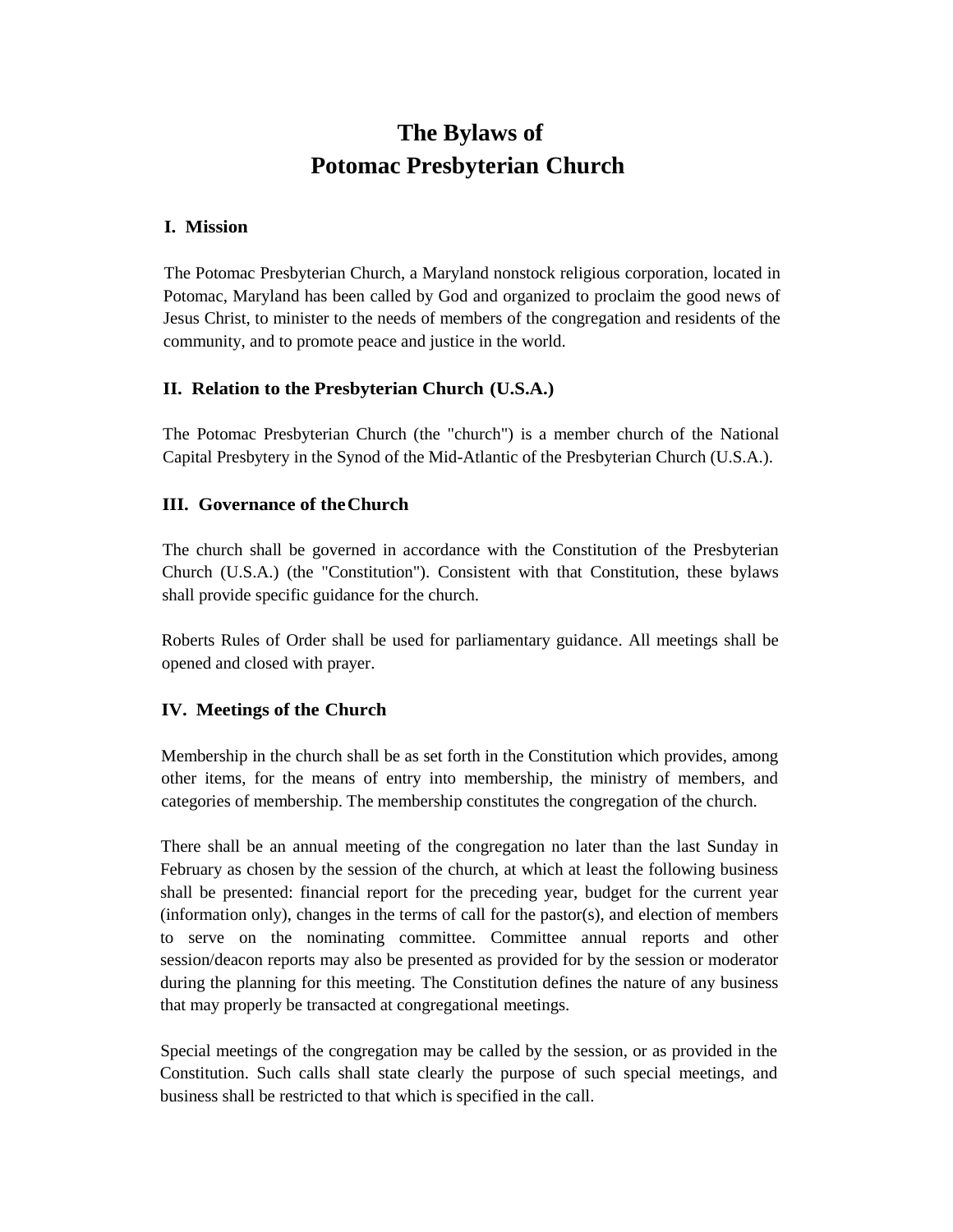# The Bylaws of
# Potomac Presbyterian Church

## I. Mission

The Potomac Presbyterian Church, a Maryland nonstock religious corporation, located in Potomac, Maryland has been called by God and organized to proclaim the good news of Jesus Christ, to minister to the needs of members of the congregation and residents of the community, and to promote peace and justice in the world.

## II. Relation to the Presbyterian Church (U.S.A.)

The Potomac Presbyterian Church (the "church") is a member church of the National Capital Presbytery in the Synod of the Mid-Atlantic of the Presbyterian Church (U.S.A.).

## III. Governance of the Church

The church shall be governed in accordance with the Constitution of the Presbyterian Church (U.S.A.) (the "Constitution"). Consistent with that Constitution, these bylaws shall provide specific guidance for the church.

Roberts Rules of Order shall be used for parliamentary guidance. All meetings shall be opened and closed with prayer.

## IV. Meetings of the Church

Membership in the church shall be as set forth in the Constitution which provides, among other items, for the means of entry into membership, the ministry of members, and categories of membership. The membership constitutes the congregation of the church.

There shall be an annual meeting of the congregation no later than the last Sunday in February as chosen by the session of the church, at which at least the following business shall be presented: financial report for the preceding year, budget for the current year (information only), changes in the terms of call for the pastor(s), and election of members to serve on the nominating committee. Committee annual reports and other session/deacon reports may also be presented as provided for by the session or moderator during the planning for this meeting. The Constitution defines the nature of any business that may properly be transacted at congregational meetings.

Special meetings of the congregation may be called by the session, or as provided in the Constitution. Such calls shall state clearly the purpose of such special meetings, and business shall be restricted to that which is specified in the call.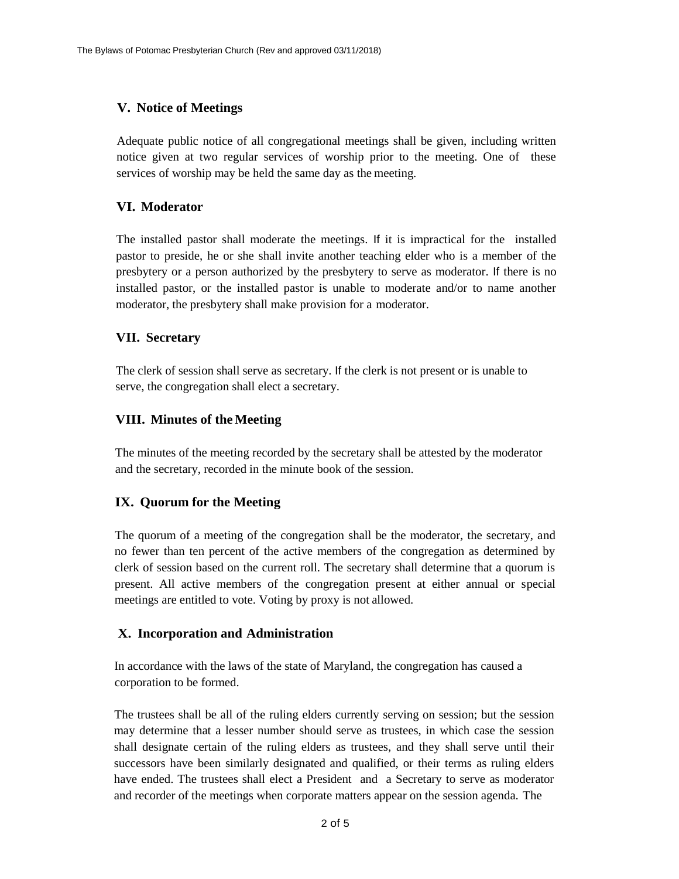## V. Notice of Meetings

Adequate public notice of all congregational meetings shall be given, including written notice given at two regular services of worship prior to the meeting. One of these services of worship may be held the same day as the meeting.

## VI. Moderator

The installed pastor shall moderate the meetings. If it is impractical for the installed pastor to preside, he or she shall invite another teaching elder who is a member of the presbytery or a person authorized by the presbytery to serve as moderator. If there is no installed pastor, or the installed pastor is unable to moderate and/or to name another moderator, the presbytery shall make provision for a moderator.

## VII. Secretary

The clerk of session shall serve as secretary. If the clerk is not present or is unable to serve, the congregation shall elect a secretary.

## VIII. Minutes of the Meeting

The minutes of the meeting recorded by the secretary shall be attested by the moderator and the secretary, recorded in the minute book of the session.

## IX. Quorum for the Meeting

The quorum of a meeting of the congregation shall be the moderator, the secretary, and no fewer than ten percent of the active members of the congregation as determined by clerk of session based on the current roll. The secretary shall determine that a quorum is present. All active members of the congregation present at either annual or special meetings are entitled to vote. Voting by proxy is not allowed.

## X. Incorporation and Administration

In accordance with the laws of the state of Maryland, the congregation has caused a corporation to be formed.

The trustees shall be all of the ruling elders currently serving on session; but the session may determine that a lesser number should serve as trustees, in which case the session shall designate certain of the ruling elders as trustees, and they shall serve until their successors have been similarly designated and qualified, or their terms as ruling elders have ended. The trustees shall elect a President and a Secretary to serve as moderator and recorder of the meetings when corporate matters appear on the session agenda. The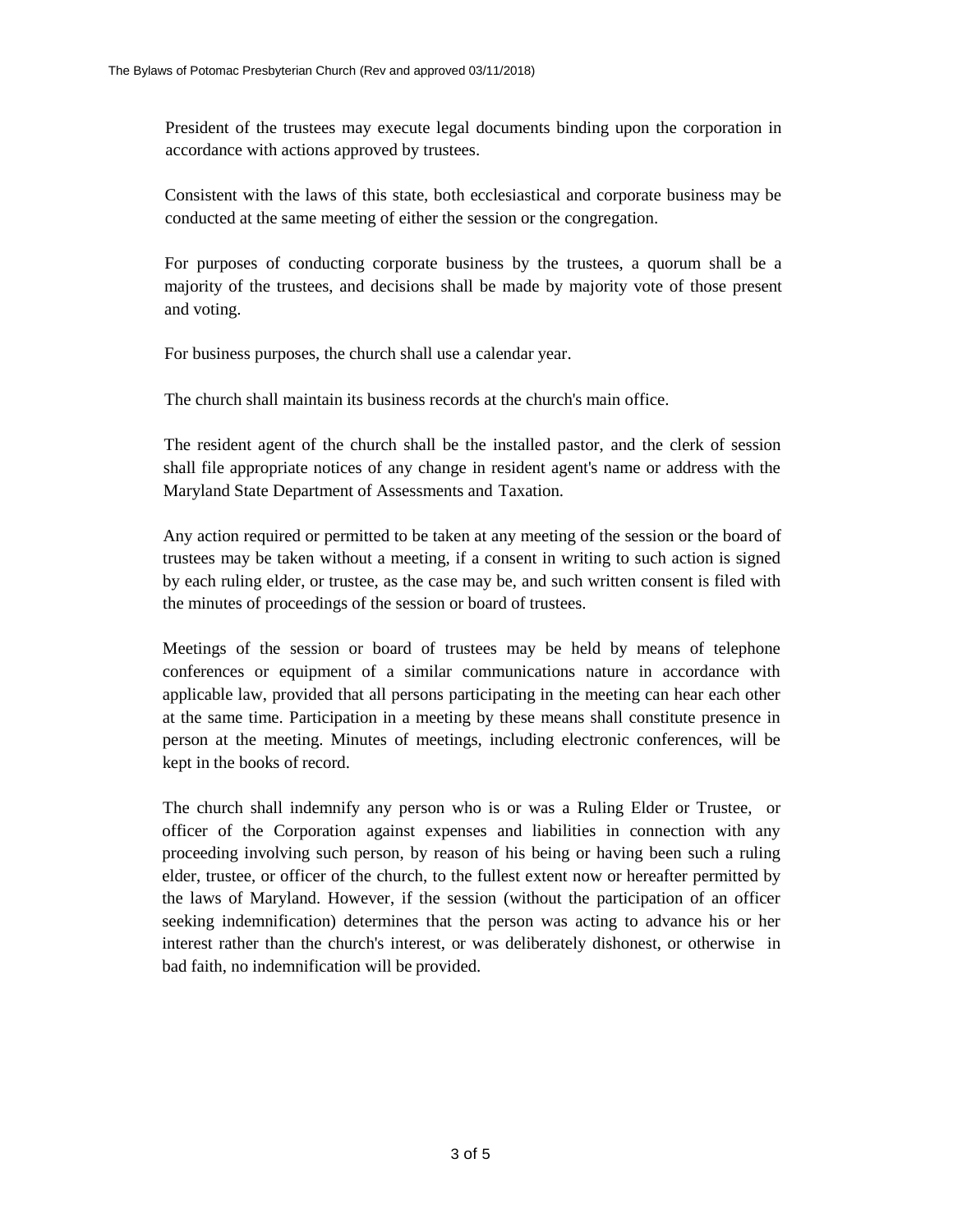President of the trustees may execute legal documents binding upon the corporation in accordance with actions approved by trustees.

Consistent with the laws of this state, both ecclesiastical and corporate business may be conducted at the same meeting of either the session or the congregation.

For purposes of conducting corporate business by the trustees, a quorum shall be a majority of the trustees, and decisions shall be made by majority vote of those present and voting.

For business purposes, the church shall use a calendar year.

The church shall maintain its business records at the church's main office.

The resident agent of the church shall be the installed pastor, and the clerk of session shall file appropriate notices of any change in resident agent's name or address with the Maryland State Department of Assessments and Taxation.

Any action required or permitted to be taken at any meeting of the session or the board of trustees may be taken without a meeting, if a consent in writing to such action is signed by each ruling elder, or trustee, as the case may be, and such written consent is filed with the minutes of proceedings of the session or board of trustees.

Meetings of the session or board of trustees may be held by means of telephone conferences or equipment of a similar communications nature in accordance with applicable law, provided that all persons participating in the meeting can hear each other at the same time. Participation in a meeting by these means shall constitute presence in person at the meeting. Minutes of meetings, including electronic conferences, will be kept in the books of record.

The church shall indemnify any person who is or was a Ruling Elder or Trustee, or officer of the Corporation against expenses and liabilities in connection with any proceeding involving such person, by reason of his being or having been such a ruling elder, trustee, or officer of the church, to the fullest extent now or hereafter permitted by the laws of Maryland. However, if the session (without the participation of an officer seeking indemnification) determines that the person was acting to advance his or her interest rather than the church's interest, or was deliberately dishonest, or otherwise in bad faith, no indemnification will be provided.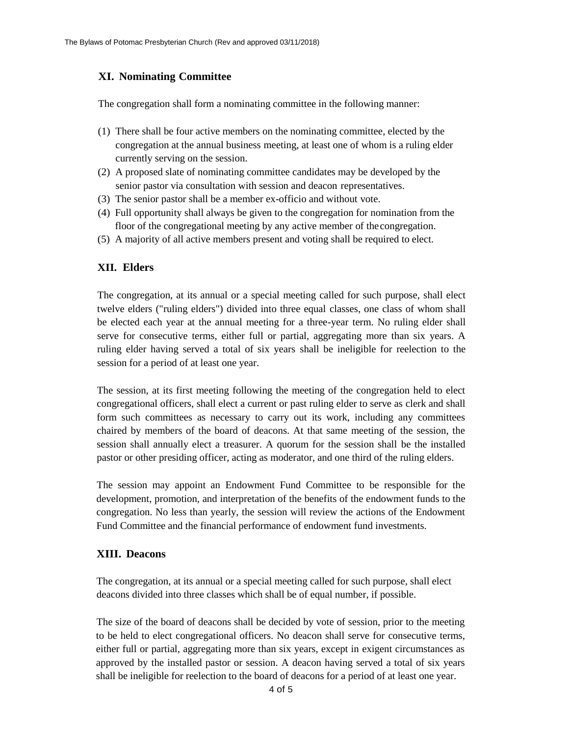## XI. Nominating Committee

The congregation shall form a nominating committee in the following manner:

(1) There shall be four active members on the nominating committee, elected by the congregation at the annual business meeting, at least one of whom is a ruling elder currently serving on the session.
(2) A proposed slate of nominating committee candidates may be developed by the senior pastor via consultation with session and deacon representatives.
(3) The senior pastor shall be a member ex-officio and without vote.
(4) Full opportunity shall always be given to the congregation for nomination from the floor of the congregational meeting by any active member of the congregation.
(5) A majority of all active members present and voting shall be required to elect.

## XII. Elders

The congregation, at its annual or a special meeting called for such purpose, shall elect twelve elders ("ruling elders") divided into three equal classes, one class of whom shall be elected each year at the annual meeting for a three-year term. No ruling elder shall serve for consecutive terms, either full or partial, aggregating more than six years. A ruling elder having served a total of six years shall be ineligible for reelection to the session for a period of at least one year.

The session, at its first meeting following the meeting of the congregation held to elect congregational officers, shall elect a current or past ruling elder to serve as clerk and shall form such committees as necessary to carry out its work, including any committees chaired by members of the board of deacons. At that same meeting of the session, the session shall annually elect a treasurer. A quorum for the session shall be the installed pastor or other presiding officer, acting as moderator, and one third of the ruling elders.

The session may appoint an Endowment Fund Committee to be responsible for the development, promotion, and interpretation of the benefits of the endowment funds to the congregation. No less than yearly, the session will review the actions of the Endowment Fund Committee and the financial performance of endowment fund investments.

## XIII. Deacons

The congregation, at its annual or a special meeting called for such purpose, shall elect deacons divided into three classes which shall be of equal number, if possible.

The size of the board of deacons shall be decided by vote of session, prior to the meeting to be held to elect congregational officers. No deacon shall serve for consecutive terms, either full or partial, aggregating more than six years, except in exigent circumstances as approved by the installed pastor or session. A deacon having served a total of six years shall be ineligible for reelection to the board of deacons for a period of at least one year.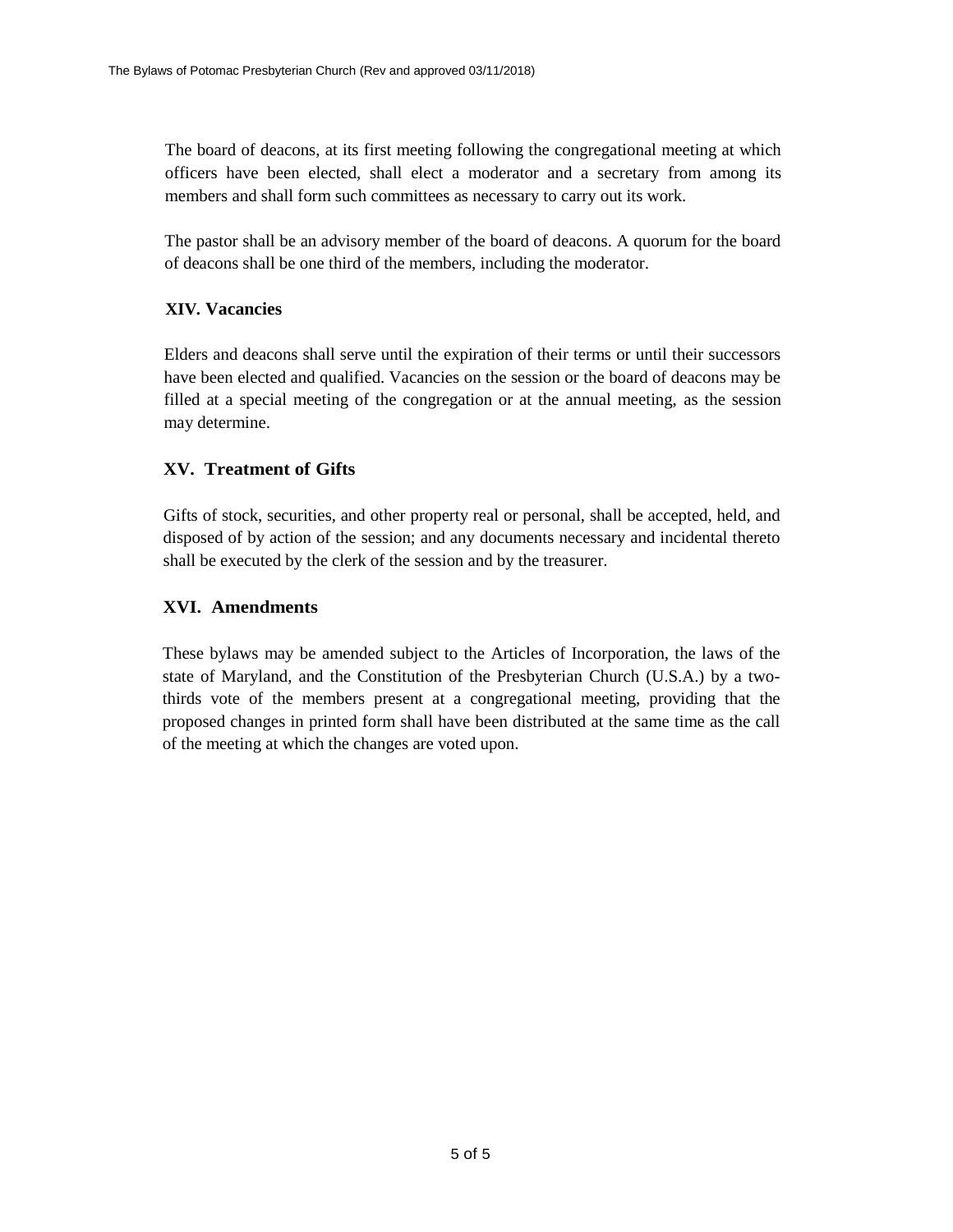The board of deacons, at its first meeting following the congregational meeting at which officers have been elected, shall elect a moderator and a secretary from among its members and shall form such committees as necessary to carry out its work.

The pastor shall be an advisory member of the board of deacons. A quorum for the board of deacons shall be one third of the members, including the moderator.

## XIV. Vacancies

Elders and deacons shall serve until the expiration of their terms or until their successors have been elected and qualified. Vacancies on the session or the board of deacons may be filled at a special meeting of the congregation or at the annual meeting, as the session may determine.

## XV. Treatment of Gifts

Gifts of stock, securities, and other property real or personal, shall be accepted, held, and disposed of by action of the session; and any documents necessary and incidental thereto shall be executed by the clerk of the session and by the treasurer.

## XVI. Amendments

These bylaws may be amended subject to the Articles of Incorporation, the laws of the state of Maryland, and the Constitution of the Presbyterian Church (U.S.A.) by a two-thirds vote of the members present at a congregational meeting, providing that the proposed changes in printed form shall have been distributed at the same time as the call of the meeting at which the changes are voted upon.